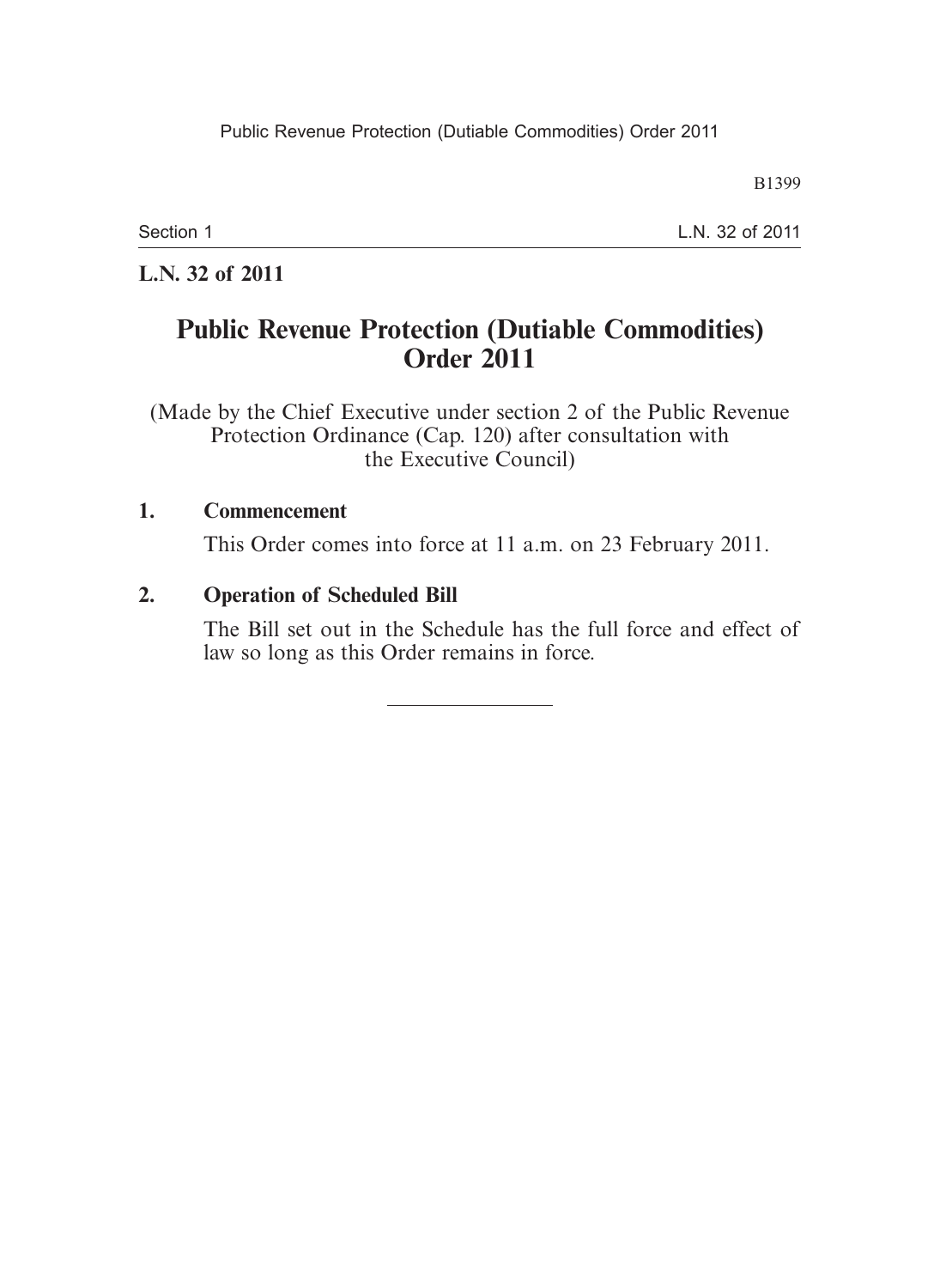**L.N. 32 of 2011**

# Public Revenue Protection (Dutiable Commodities) Order 2011

(Made by the Chief Executive under section 2 of the Public Revenue Protection Ordinance (Cap. 120) after consultation with the Executive Council)

**1. Commencement**

This Order comes into force at 11 a.m. on 23 February 2011.

**2. Operation of Scheduled Bill**

The Bill set out in the Schedule has the full force and effect of law so long as this Order remains in force.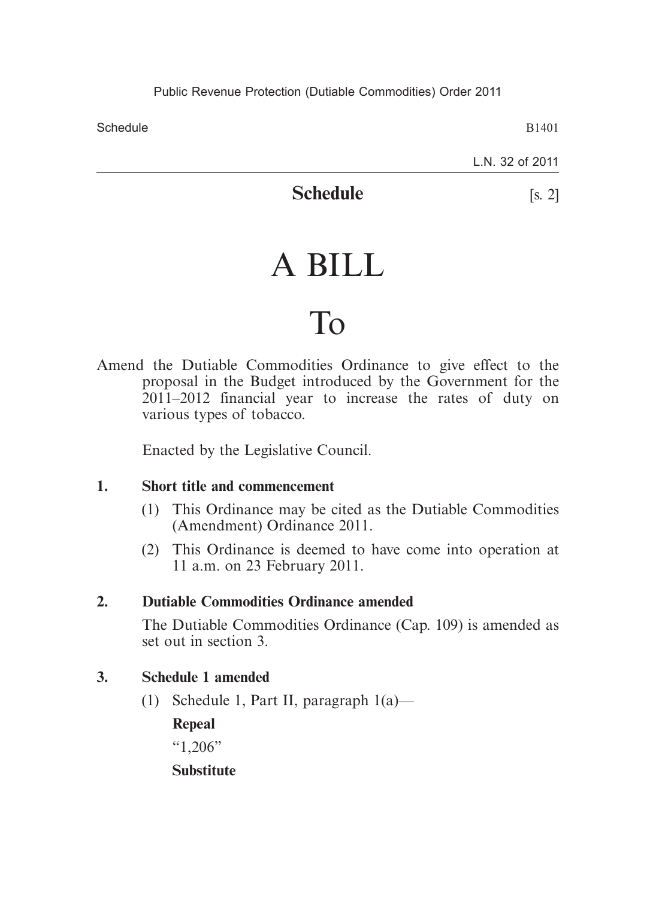## Schedule

[s. 2]

# A BILL

# To

Amend the Dutiable Commodities Ordinance to give effect to the proposal in the Budget introduced by the Government for the 2011–2012 financial year to increase the rates of duty on various types of tobacco.

Enacted by the Legislative Council.

**1. Short title and commencement**

(1) This Ordinance may be cited as the Dutiable Commodities (Amendment) Ordinance 2011.

(2) This Ordinance is deemed to have come into operation at 11 a.m. on 23 February 2011.

**2. Dutiable Commodities Ordinance amended**

The Dutiable Commodities Ordinance (Cap. 109) is amended as set out in section 3.

**3. Schedule 1 amended**

(1) Schedule 1, Part II, paragraph 1(a)—

**Repeal**

"1,206"

**Substitute**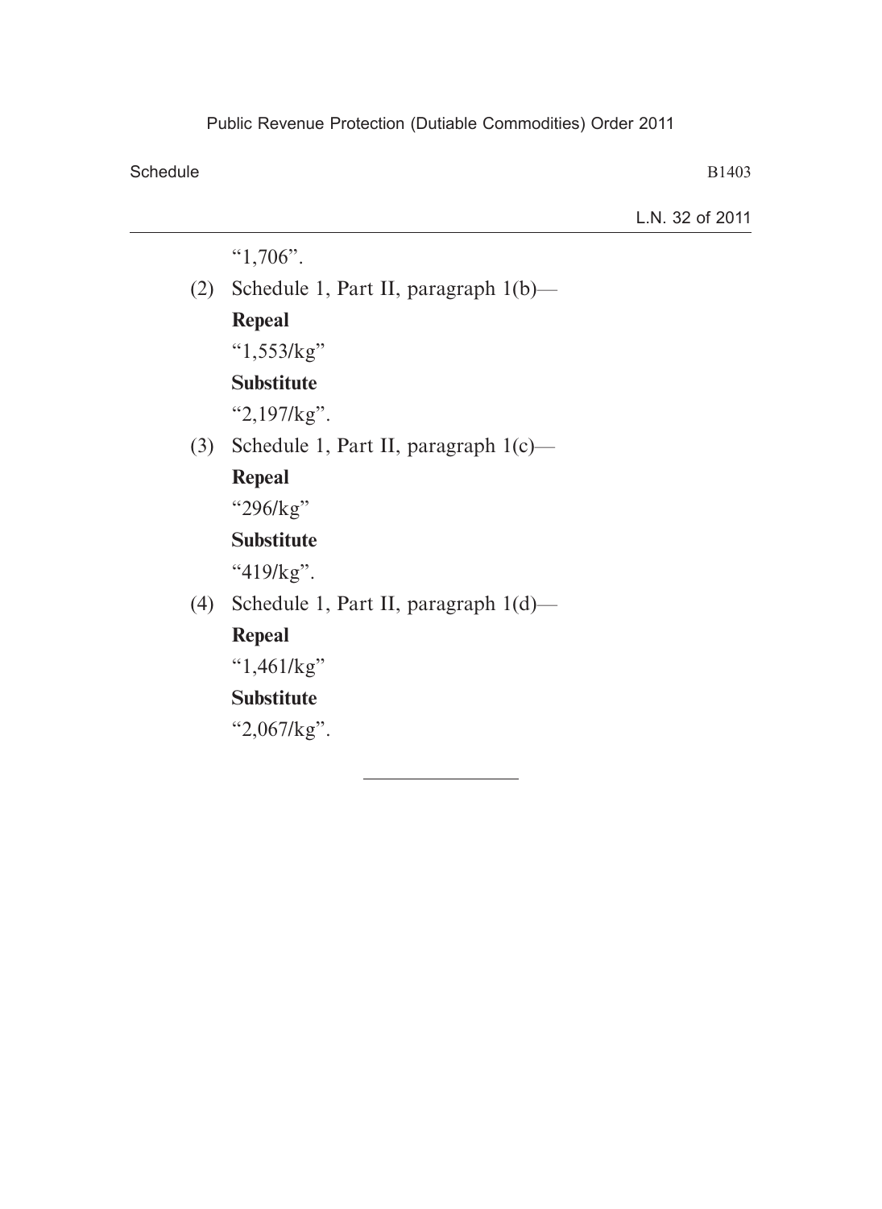"1,706".

(2) Schedule 1, Part II, paragraph 1(b)—

**Repeal**

"1,553/kg"

**Substitute**

"2,197/kg".

(3) Schedule 1, Part II, paragraph 1(c)—

**Repeal**

"296/kg"

**Substitute**

"419/kg".

(4) Schedule 1, Part II, paragraph 1(d)—

**Repeal**

"1,461/kg"

**Substitute**

"2,067/kg".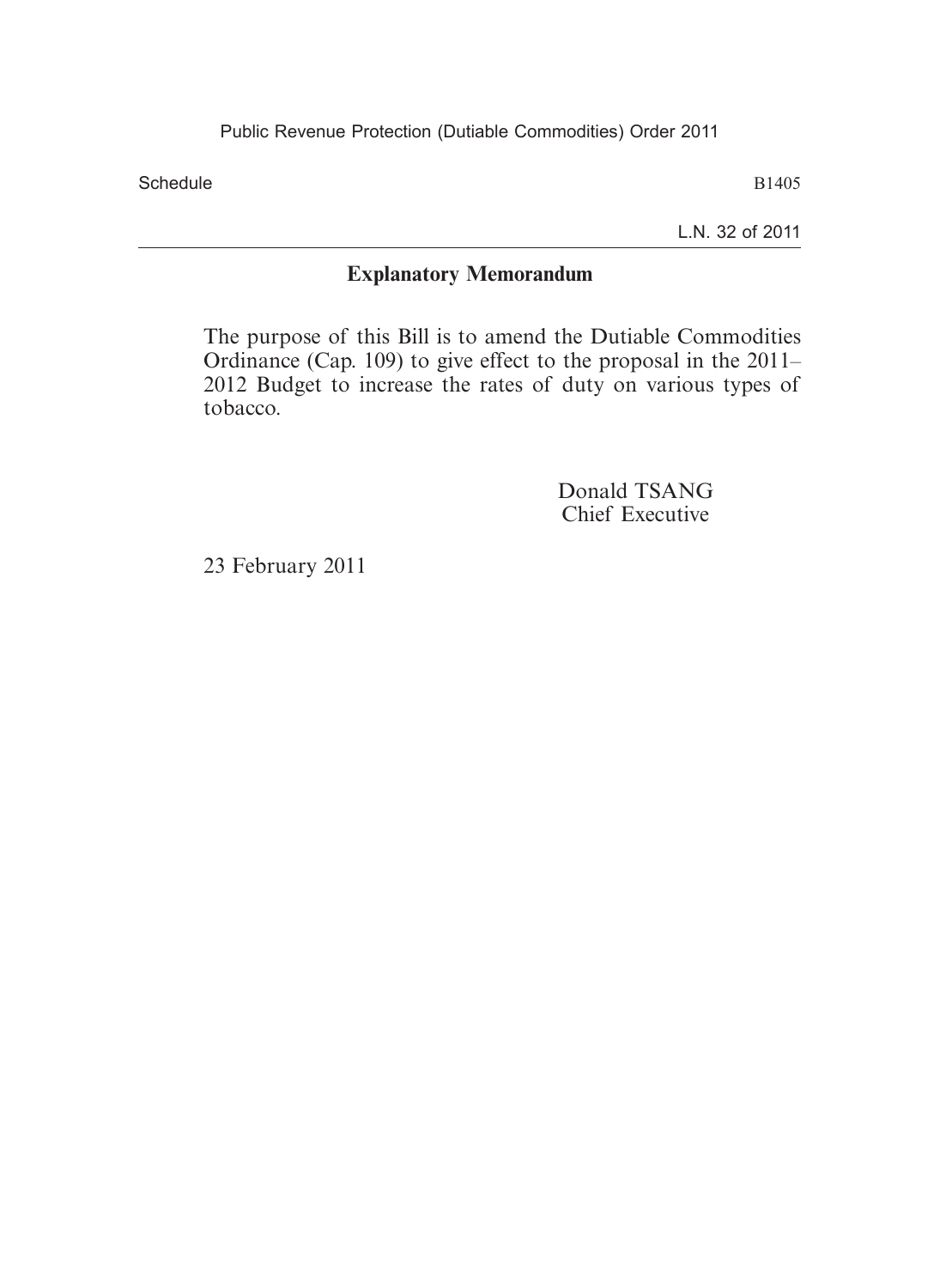## Explanatory Memorandum

The purpose of this Bill is to amend the Dutiable Commodities Ordinance (Cap. 109) to give effect to the proposal in the 2011–2012 Budget to increase the rates of duty on various types of tobacco.

Donald TSANG
Chief Executive

23 February 2011